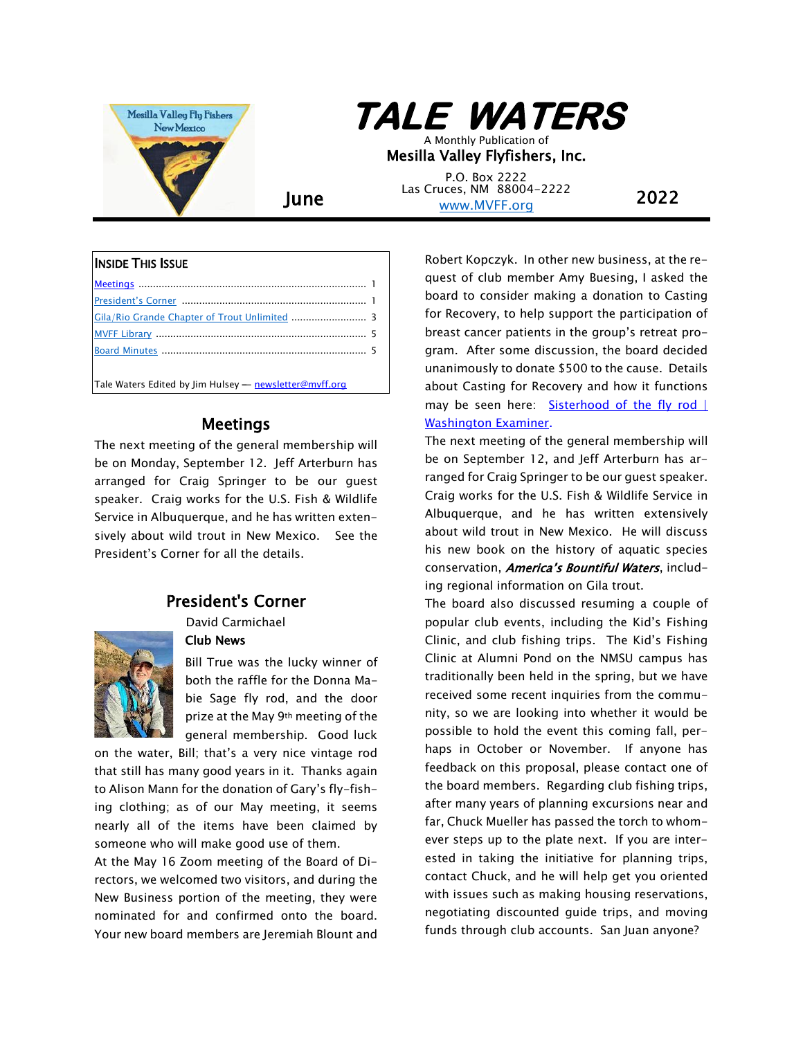# TALE WATERS

A Monthly Publication of
**Mesilla Valley Flyfishers, Inc.**

P.O. Box 2222
Las Cruces, NM 88004-2222
www.MVFF.org

June 2022

**INSIDE THIS ISSUE**

| | |
|---|---|
| Meetings | 1 |
| President's Corner | 1 |
| Gila/Rio Grande Chapter of Trout Unlimited | 3 |
| MVFF Library | 5 |
| Board Minutes | 5 |

Tale Waters Edited by Jim Hulsey — newsletter@mvff.org

## Meetings

The next meeting of the general membership will be on Monday, September 12. Jeff Arterburn has arranged for Craig Springer to be our guest speaker. Craig works for the U.S. Fish & Wildlife Service in Albuquerque, and he has written extensively about wild trout in New Mexico. See the President's Corner for all the details.

## President's Corner

David Carmichael

### Club News

Bill True was the lucky winner of both the raffle for the Donna Mabie Sage fly rod, and the door prize at the May 9th meeting of the general membership. Good luck on the water, Bill; that's a very nice vintage rod that still has many good years in it. Thanks again to Alison Mann for the donation of Gary's fly-fishing clothing; as of our May meeting, it seems nearly all of the items have been claimed by someone who will make good use of them.

At the May 16 Zoom meeting of the Board of Directors, we welcomed two visitors, and during the New Business portion of the meeting, they were nominated for and confirmed onto the board. Your new board members are Jeremiah Blount and Robert Kopczyk. In other new business, at the request of club member Amy Buesing, I asked the board to consider making a donation to Casting for Recovery, to help support the participation of breast cancer patients in the group's retreat program. After some discussion, the board decided unanimously to donate $500 to the cause. Details about Casting for Recovery and how it functions may be seen here: Sisterhood of the fly rod | Washington Examiner.

The next meeting of the general membership will be on September 12, and Jeff Arterburn has arranged for Craig Springer to be our guest speaker. Craig works for the U.S. Fish & Wildlife Service in Albuquerque, and he has written extensively about wild trout in New Mexico. He will discuss his new book on the history of aquatic species conservation, ***America's Bountiful Waters***, including regional information on Gila trout.

The board also discussed resuming a couple of popular club events, including the Kid's Fishing Clinic, and club fishing trips. The Kid's Fishing Clinic at Alumni Pond on the NMSU campus has traditionally been held in the spring, but we have received some recent inquiries from the community, so we are looking into whether it would be possible to hold the event this coming fall, perhaps in October or November. If anyone has feedback on this proposal, please contact one of the board members. Regarding club fishing trips, after many years of planning excursions near and far, Chuck Mueller has passed the torch to whomever steps up to the plate next. If you are interested in taking the initiative for planning trips, contact Chuck, and he will help get you oriented with issues such as making housing reservations, negotiating discounted guide trips, and moving funds through club accounts. San Juan anyone?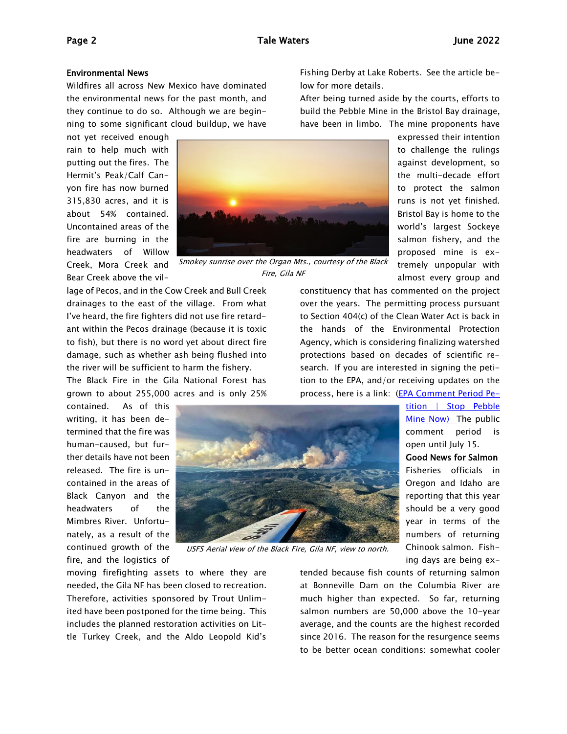### Environmental News

Wildfires all across New Mexico have dominated the environmental news for the past month, and they continue to do so. Although we are beginning to some significant cloud buildup, we have not yet received enough rain to help much with putting out the fires. The Hermit's Peak/Calf Canyon fire has now burned 315,830 acres, and it is about 54% contained. Uncontained areas of the fire are burning in the headwaters of Willow Creek, Mora Creek and Bear Creek above the village of Pecos, and in the Cow Creek and Bull Creek drainages to the east of the village. From what I've heard, the fire fighters did not use fire retardant within the Pecos drainage (because it is toxic to fish), but there is no word yet about direct fire damage, such as whether ash being flushed into the river will be sufficient to harm the fishery.

*Smokey sunrise over the Organ Mts., courtesy of the Black Fire, Gila NF*

The Black Fire in the Gila National Forest has grown to about 255,000 acres and is only 25% contained. As of this writing, it has been determined that the fire was human-caused, but further details have not been released. The fire is uncontained in the areas of Black Canyon and the headwaters of the Mimbres River. Unfortunately, as a result of the continued growth of the fire, and the logistics of moving firefighting assets to where they are needed, the Gila NF has been closed to recreation. Therefore, activities sponsored by Trout Unlimited have been postponed for the time being. This includes the planned restoration activities on Little Turkey Creek, and the Aldo Leopold Kid's Fishing Derby at Lake Roberts. See the article below for more details.

*USFS Aerial view of the Black Fire, Gila NF, view to north.*

After being turned aside by the courts, efforts to build the Pebble Mine in the Bristol Bay drainage, have been in limbo. The mine proponents have expressed their intention to challenge the rulings against development, so the multi-decade effort to protect the salmon runs is not yet finished. Bristol Bay is home to the world's largest Sockeye salmon fishery, and the proposed mine is extremely unpopular with almost every group and constituency that has commented on the project over the years. The permitting process pursuant to Section 404(c) of the Clean Water Act is back in the hands of the Environmental Protection Agency, which is considering finalizing watershed protections based on decades of scientific research. If you are interested in signing the petition to the EPA, and/or receiving updates on the process, here is a link: (EPA Comment Period Petition | Stop Pebble Mine Now) The public comment period is open until July 15.

### Good News for Salmon

Fisheries officials in Oregon and Idaho are reporting that this year should be a very good year in terms of the numbers of returning Chinook salmon. Fishing days are being extended because fish counts of returning salmon at Bonneville Dam on the Columbia River are much higher than expected. So far, returning salmon numbers are 50,000 above the 10-year average, and the counts are the highest recorded since 2016. The reason for the resurgence seems to be better ocean conditions: somewhat cooler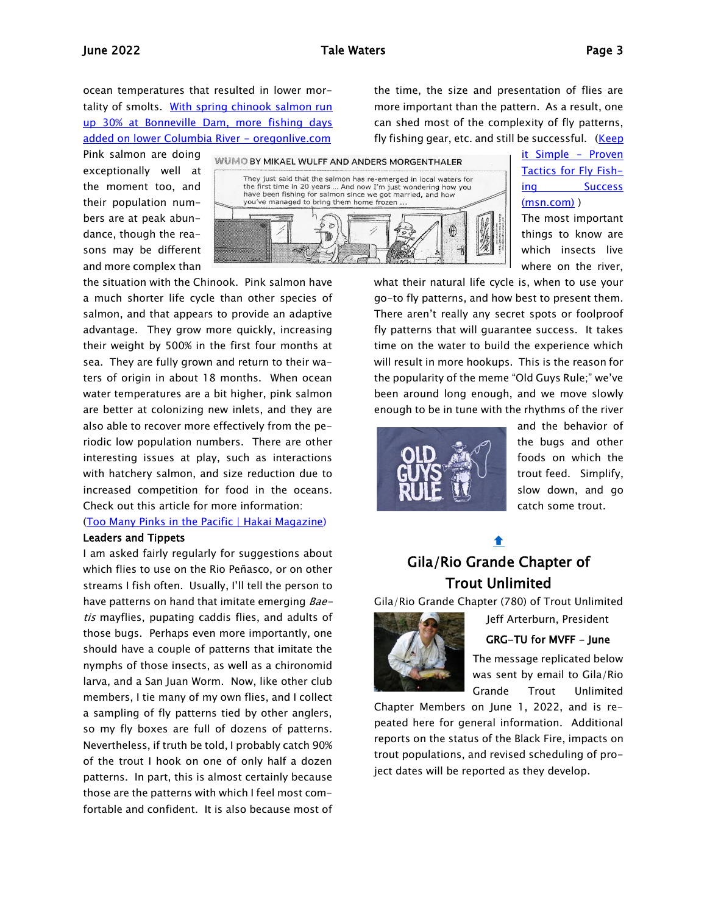ocean temperatures that resulted in lower mortality of smolts. [With spring chinook salmon run up 30% at Bonneville Dam, more fishing days added on lower Columbia River - oregonlive.com]

Pink salmon are doing exceptionally well at the moment too, and their population numbers are at peak abundance, though the reasons may be different and more complex than the situation with the Chinook. Pink salmon have a much shorter life cycle than other species of salmon, and that appears to provide an adaptive advantage. They grow more quickly, increasing their weight by 500% in the first four months at sea. They are fully grown and return to their waters of origin in about 18 months. When ocean water temperatures are a bit higher, pink salmon are better at colonizing new inlets, and they are also able to recover more effectively from the periodic low population numbers. There are other interesting issues at play, such as interactions with hatchery salmon, and size reduction due to increased competition for food in the oceans. Check out this article for more information: ([Too Many Pinks in the Pacific | Hakai Magazine])

**Leaders and Tippets**

I am asked fairly regularly for suggestions about which flies to use on the Rio Peñasco, or on other streams I fish often. Usually, I'll tell the person to have patterns on hand that imitate emerging *Baetis* mayflies, pupating caddis flies, and adults of those bugs. Perhaps even more importantly, one should have a couple of patterns that imitate the nymphs of those insects, as well as a chironomid larva, and a San Juan Worm. Now, like other club members, I tie many of my own flies, and I collect a sampling of fly patterns tied by other anglers, so my fly boxes are full of dozens of patterns. Nevertheless, if truth be told, I probably catch 90% of the trout I hook on one of only half a dozen patterns. In part, this is almost certainly because those are the patterns with which I feel most comfortable and confident. It is also because most of the time, the size and presentation of flies are more important than the pattern. As a result, one can shed most of the complexity of fly patterns, fly fishing gear, etc. and still be successful. ([Keep it Simple - Proven Tactics for Fly Fishing Success (msn.com)])

The most important things to know are which insects live where on the river, what their natural life cycle is, when to use your go-to fly patterns, and how best to present them. There aren't really any secret spots or foolproof fly patterns that will guarantee success. It takes time on the water to build the experience which will result in more hookups. This is the reason for the popularity of the meme "Old Guys Rule;" we've been around long enough, and we move slowly enough to be in tune with the rhythms of the river and the behavior of the bugs and other foods on which the trout feed. Simplify, slow down, and go catch some trout.

## Gila/Rio Grande Chapter of Trout Unlimited

Gila/Rio Grande Chapter (780) of Trout Unlimited

Jeff Arterburn, President

**GRG-TU for MVFF - June**

The message replicated below was sent by email to Gila/Rio Grande Trout Unlimited Chapter Members on June 1, 2022, and is repeated here for general information. Additional reports on the status of the Black Fire, impacts on trout populations, and revised scheduling of project dates will be reported as they develop.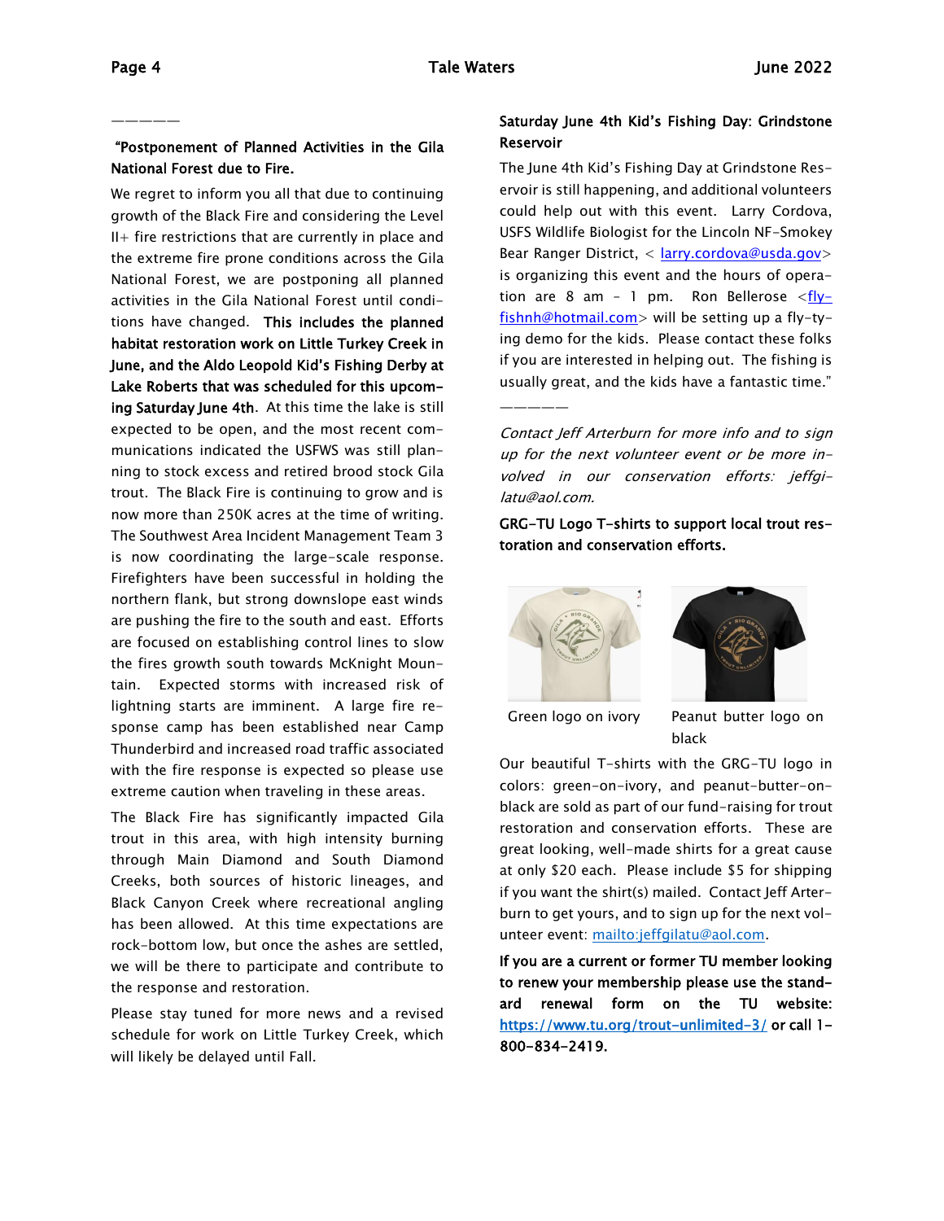——————

**"Postponement of Planned Activities in the Gila National Forest due to Fire.**

We regret to inform you all that due to continuing growth of the Black Fire and considering the Level II+ fire restrictions that are currently in place and the extreme fire prone conditions across the Gila National Forest, we are postponing all planned activities in the Gila National Forest until conditions have changed. **This includes the planned habitat restoration work on Little Turkey Creek in June, and the Aldo Leopold Kid's Fishing Derby at Lake Roberts that was scheduled for this upcoming Saturday June 4th**. At this time the lake is still expected to be open, and the most recent communications indicated the USFWS was still planning to stock excess and retired brood stock Gila trout. The Black Fire is continuing to grow and is now more than 250K acres at the time of writing. The Southwest Area Incident Management Team 3 is now coordinating the large-scale response. Firefighters have been successful in holding the northern flank, but strong downslope east winds are pushing the fire to the south and east. Efforts are focused on establishing control lines to slow the fires growth south towards McKnight Mountain. Expected storms with increased risk of lightning starts are imminent. A large fire response camp has been established near Camp Thunderbird and increased road traffic associated with the fire response is expected so please use extreme caution when traveling in these areas.

The Black Fire has significantly impacted Gila trout in this area, with high intensity burning through Main Diamond and South Diamond Creeks, both sources of historic lineages, and Black Canyon Creek where recreational angling has been allowed. At this time expectations are rock-bottom low, but once the ashes are settled, we will be there to participate and contribute to the response and restoration.

Please stay tuned for more news and a revised schedule for work on Little Turkey Creek, which will likely be delayed until Fall.

**Saturday June 4th Kid's Fishing Day: Grindstone Reservoir**

The June 4th Kid's Fishing Day at Grindstone Reservoir is still happening, and additional volunteers could help out with this event. Larry Cordova, USFS Wildlife Biologist for the Lincoln NF-Smokey Bear Ranger District, < larry.cordova@usda.gov> is organizing this event and the hours of operation are 8 am - 1 pm. Ron Bellerose <fly-fishnh@hotmail.com> will be setting up a fly-tying demo for the kids. Please contact these folks if you are interested in helping out. The fishing is usually great, and the kids have a fantastic time."

——————

*Contact Jeff Arterburn for more info and to sign up for the next volunteer event or be more involved in our conservation efforts: jeffgilatu@aol.com.*

**GRG-TU Logo T-shirts to support local trout restoration and conservation efforts.**

Green logo on ivory

Peanut butter logo on black

Our beautiful T-shirts with the GRG-TU logo in colors: green-on-ivory, and peanut-butter-on-black are sold as part of our fund-raising for trout restoration and conservation efforts. These are great looking, well-made shirts for a great cause at only $20 each. Please include $5 for shipping if you want the shirt(s) mailed. Contact Jeff Arterburn to get yours, and to sign up for the next volunteer event: mailto:jeffgilatu@aol.com.

**If you are a current or former TU member looking to renew your membership please use the standard renewal form on the TU website: https://www.tu.org/trout-unlimited-3/ or call 1-800-834-2419.**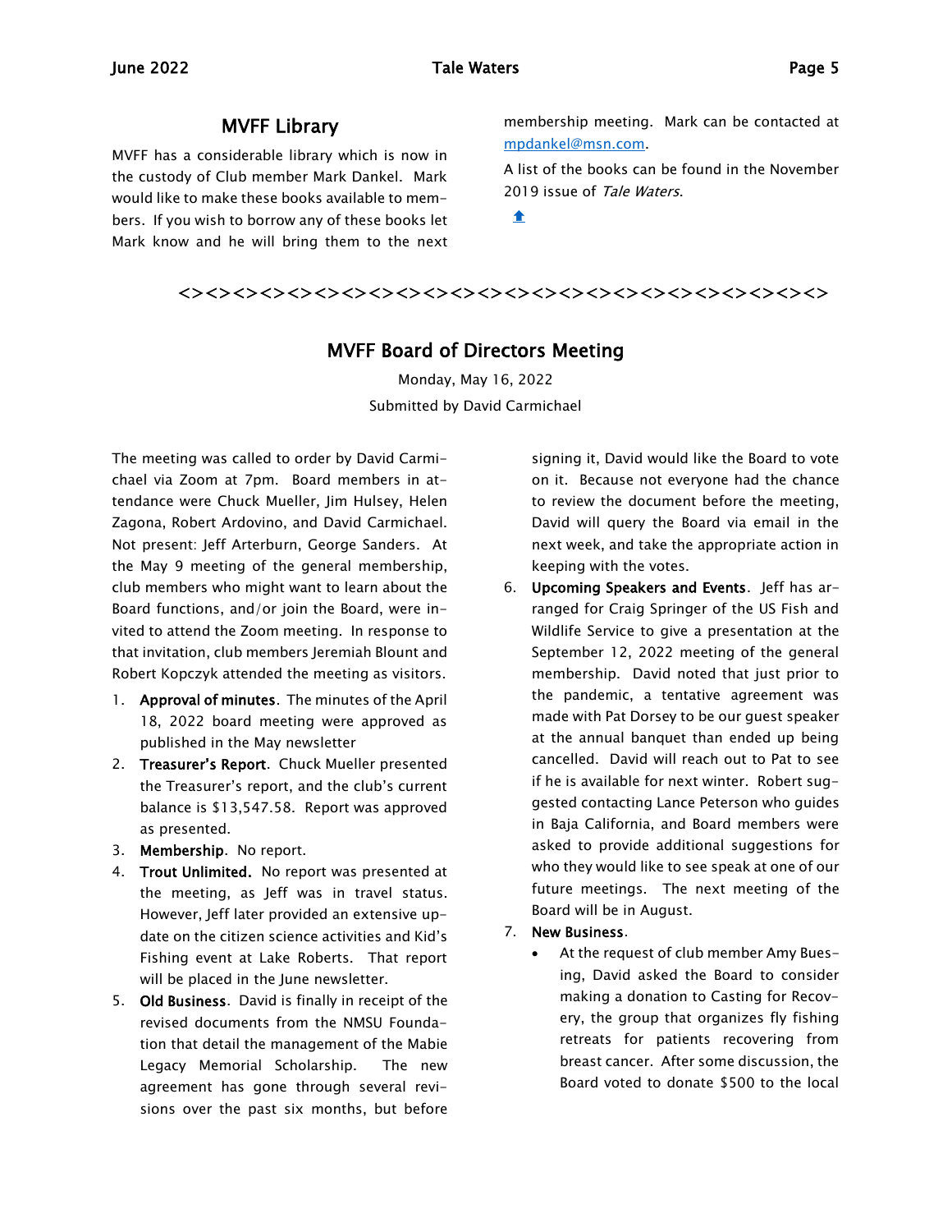## MVFF Library

MVFF has a considerable library which is now in the custody of Club member Mark Dankel. Mark would like to make these books available to members. If you wish to borrow any of these books let Mark know and he will bring them to the next membership meeting. Mark can be contacted at mpdankel@msn.com.

A list of the books can be found in the November 2019 issue of *Tale Waters*.

<><><><><><><><><><><><><><><><><><><><><><><><><><><><><><><><><><><><>

## MVFF Board of Directors Meeting

Monday, May 16, 2022

Submitted by David Carmichael

The meeting was called to order by David Carmichael via Zoom at 7pm. Board members in attendance were Chuck Mueller, Jim Hulsey, Helen Zagona, Robert Ardovino, and David Carmichael. Not present: Jeff Arterburn, George Sanders. At the May 9 meeting of the general membership, club members who might want to learn about the Board functions, and/or join the Board, were invited to attend the Zoom meeting. In response to that invitation, club members Jeremiah Blount and Robert Kopczyk attended the meeting as visitors.

1. **Approval of minutes**. The minutes of the April 18, 2022 board meeting were approved as published in the May newsletter
2. **Treasurer's Report**. Chuck Mueller presented the Treasurer's report, and the club's current balance is $13,547.58. Report was approved as presented.
3. **Membership**. No report.
4. **Trout Unlimited.** No report was presented at the meeting, as Jeff was in travel status. However, Jeff later provided an extensive update on the citizen science activities and Kid's Fishing event at Lake Roberts. That report will be placed in the June newsletter.
5. **Old Business**. David is finally in receipt of the revised documents from the NMSU Foundation that detail the management of the Mabie Legacy Memorial Scholarship. The new agreement has gone through several revisions over the past six months, but before signing it, David would like the Board to vote on it. Because not everyone had the chance to review the document before the meeting, David will query the Board via email in the next week, and take the appropriate action in keeping with the votes.
6. **Upcoming Speakers and Events**. Jeff has arranged for Craig Springer of the US Fish and Wildlife Service to give a presentation at the September 12, 2022 meeting of the general membership. David noted that just prior to the pandemic, a tentative agreement was made with Pat Dorsey to be our guest speaker at the annual banquet than ended up being cancelled. David will reach out to Pat to see if he is available for next winter. Robert suggested contacting Lance Peterson who guides in Baja California, and Board members were asked to provide additional suggestions for who they would like to see speak at one of our future meetings. The next meeting of the Board will be in August.
7. **New Business**.
   - At the request of club member Amy Buesing, David asked the Board to consider making a donation to Casting for Recovery, the group that organizes fly fishing retreats for patients recovering from breast cancer. After some discussion, the Board voted to donate $500 to the local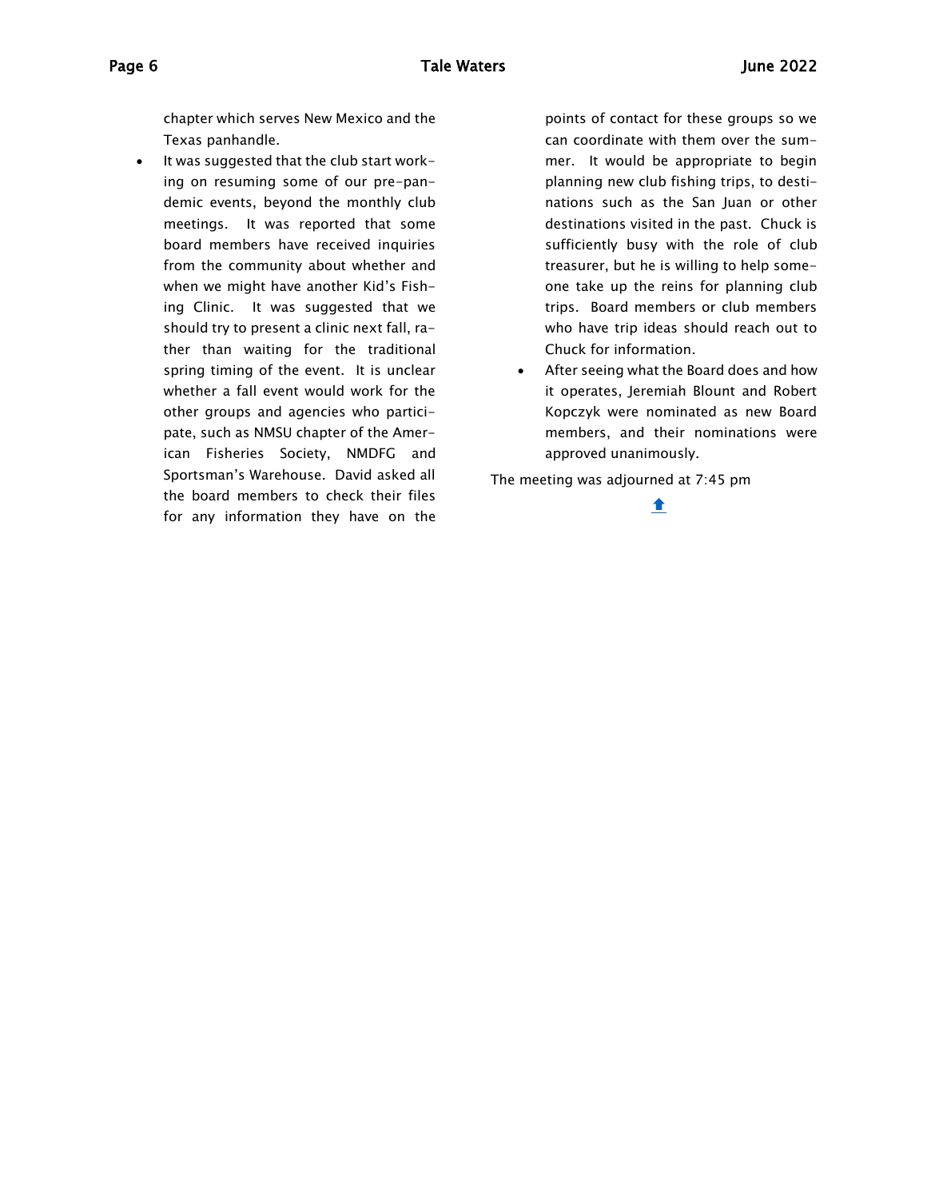chapter which serves New Mexico and the Texas panhandle.

- It was suggested that the club start working on resuming some of our pre-pandemic events, beyond the monthly club meetings. It was reported that some board members have received inquiries from the community about whether and when we might have another Kid's Fishing Clinic. It was suggested that we should try to present a clinic next fall, rather than waiting for the traditional spring timing of the event. It is unclear whether a fall event would work for the other groups and agencies who participate, such as NMSU chapter of the American Fisheries Society, NMDFG and Sportsman's Warehouse. David asked all the board members to check their files for any information they have on the points of contact for these groups so we can coordinate with them over the summer. It would be appropriate to begin planning new club fishing trips, to destinations such as the San Juan or other destinations visited in the past. Chuck is sufficiently busy with the role of club treasurer, but he is willing to help someone take up the reins for planning club trips. Board members or club members who have trip ideas should reach out to Chuck for information.
- After seeing what the Board does and how it operates, Jeremiah Blount and Robert Kopczyk were nominated as new Board members, and their nominations were approved unanimously.

The meeting was adjourned at 7:45 pm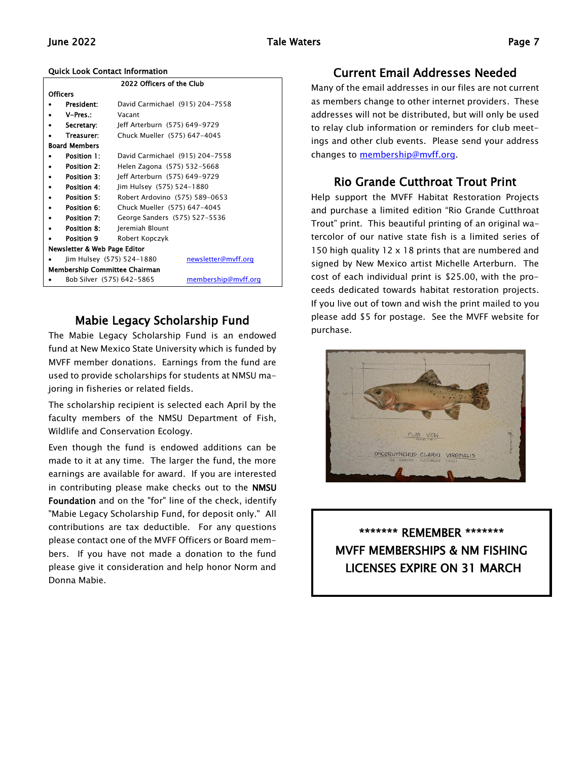**Quick Look Contact Information**

| 2022 Officers of the Club | | |
|---|---|---|
| **Officers** | | |
| **President:** | David Carmichael (915) 204-7558 | |
| **V-Pres.:** | Vacant | |
| **Secretary:** | Jeff Arterburn (575) 649-9729 | |
| **Treasurer:** | Chuck Mueller (575) 647-4045 | |
| **Board Members** | | |
| **Position 1:** | David Carmichael (915) 204-7558 | |
| **Position 2:** | Helen Zagona (575) 532-5668 | |
| **Position 3:** | Jeff Arterburn (575) 649-9729 | |
| **Position 4:** | Jim Hulsey (575) 524-1880 | |
| **Position 5:** | Robert Ardovino (575) 589-0653 | |
| **Position 6:** | Chuck Mueller (575) 647-4045 | |
| **Position 7:** | George Sanders (575) 527-5536 | |
| **Position 8:** | Jeremiah Blount | |
| **Position 9** | Robert Kopczyk | |
| **Newsletter & Web Page Editor** | | |
| Jim Hulsey (575) 524-1880 | | newsletter@mvff.org |
| **Membership Committee Chairman** | | |
| Bob Silver (575) 642-5865 | | membership@mvff.org |

## Mabie Legacy Scholarship Fund

The Mabie Legacy Scholarship Fund is an endowed fund at New Mexico State University which is funded by MVFF member donations. Earnings from the fund are used to provide scholarships for students at NMSU majoring in fisheries or related fields.

The scholarship recipient is selected each April by the faculty members of the NMSU Department of Fish, Wildlife and Conservation Ecology.

Even though the fund is endowed additions can be made to it at any time. The larger the fund, the more earnings are available for award. If you are interested in contributing please make checks out to the **NMSU Foundation** and on the "for" line of the check, identify "Mabie Legacy Scholarship Fund, for deposit only." All contributions are tax deductible. For any questions please contact one of the MVFF Officers or Board members. If you have not made a donation to the fund please give it consideration and help honor Norm and Donna Mabie.

## Current Email Addresses Needed

Many of the email addresses in our files are not current as members change to other internet providers. These addresses will not be distributed, but will only be used to relay club information or reminders for club meetings and other club events. Please send your address changes to membership@mvff.org.

## Rio Grande Cutthroat Trout Print

Help support the MVFF Habitat Restoration Projects and purchase a limited edition "Rio Grande Cutthroat Trout" print. This beautiful printing of an original watercolor of our native state fish is a limited series of 150 high quality 12 x 18 prints that are numbered and signed by New Mexico artist Michelle Arterburn. The cost of each individual print is $25.00, with the proceeds dedicated towards habitat restoration projects. If you live out of town and wish the print mailed to you please add $5 for postage. See the MVFF website for purchase.

******* REMEMBER *******
MVFF MEMBERSHIPS & NM FISHING LICENSES EXPIRE ON 31 MARCH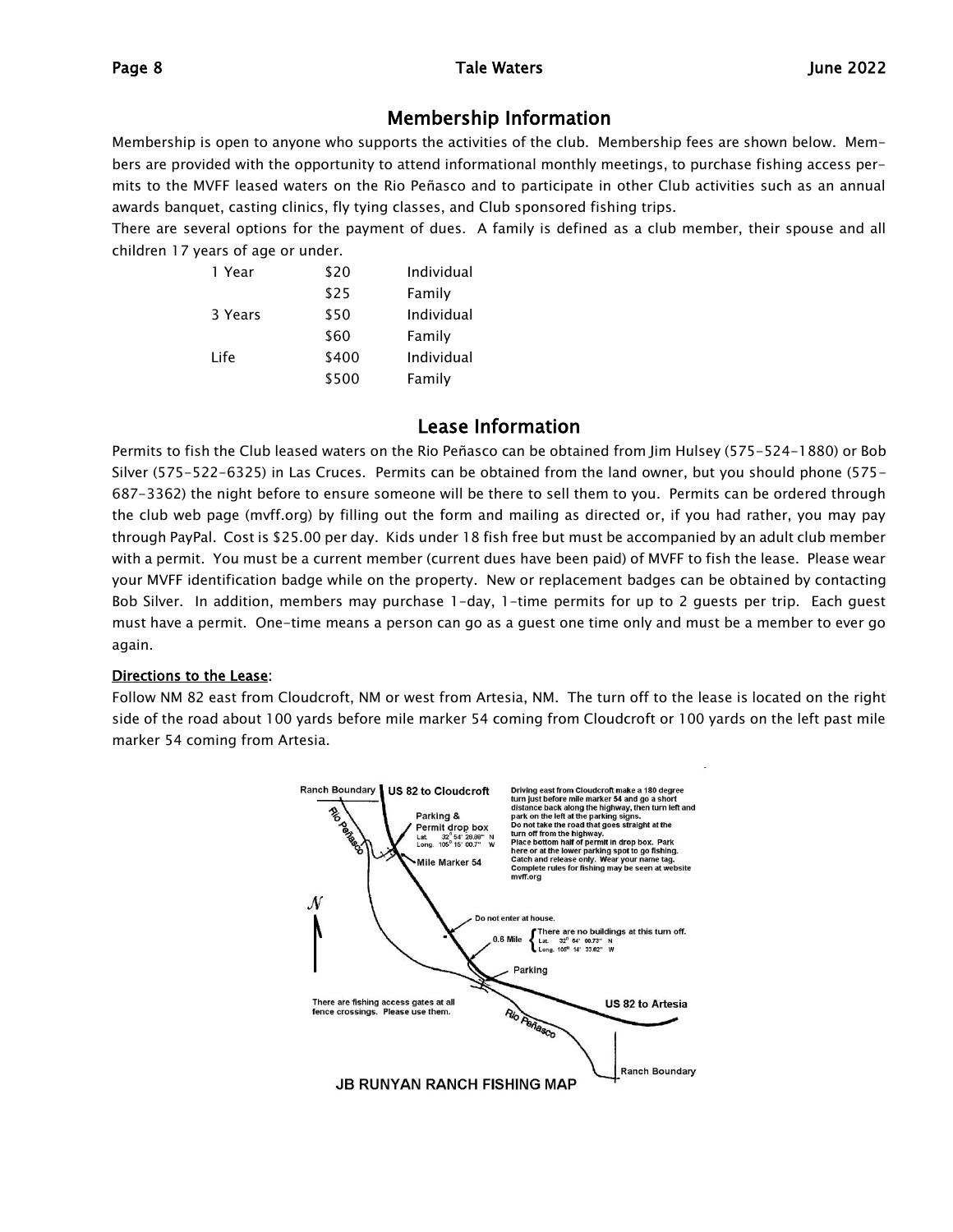## Membership Information

Membership is open to anyone who supports the activities of the club. Membership fees are shown below. Members are provided with the opportunity to attend informational monthly meetings, to purchase fishing access permits to the MVFF leased waters on the Rio Peñasco and to participate in other Club activities such as an annual awards banquet, casting clinics, fly tying classes, and Club sponsored fishing trips.

There are several options for the payment of dues. A family is defined as a club member, their spouse and all children 17 years of age or under.

| | | |
|---|---|---|
| 1 Year | $20 | Individual |
| | $25 | Family |
| 3 Years | $50 | Individual |
| | $60 | Family |
| Life | $400 | Individual |
| | $500 | Family |

## Lease Information

Permits to fish the Club leased waters on the Rio Peñasco can be obtained from Jim Hulsey (575-524-1880) or Bob Silver (575-522-6325) in Las Cruces. Permits can be obtained from the land owner, but you should phone (575-687-3362) the night before to ensure someone will be there to sell them to you. Permits can be ordered through the club web page (mvff.org) by filling out the form and mailing as directed or, if you had rather, you may pay through PayPal. Cost is $25.00 per day. Kids under 18 fish free but must be accompanied by an adult club member with a permit. You must be a current member (current dues have been paid) of MVFF to fish the lease. Please wear your MVFF identification badge while on the property. New or replacement badges can be obtained by contacting Bob Silver. In addition, members may purchase 1-day, 1-time permits for up to 2 guests per trip. Each guest must have a permit. One-time means a person can go as a guest one time only and must be a member to ever go again.

**Directions to the Lease:**

Follow NM 82 east from Cloudcroft, NM or west from Artesia, NM. The turn off to the lease is located on the right side of the road about 100 yards before mile marker 54 coming from Cloudcroft or 100 yards on the left past mile marker 54 coming from Artesia.

Ranch Boundary | US 82 to Cloudcroft | Rio Peñasco | Parking & Permit drop box Lat. 32° 54' 28.89" N Long. 105° 15' 00.7" W | Mile Marker 54

Driving east from Cloudcroft make a 180 degree turn just before mile marker 54 and go a short distance back along the highway, then turn left and park on the left at the parking signs. Do not take the road that goes straight at the turn off from the highway. Place bottom half of permit in drop box. Park here or at the lower parking spot to go fishing. Catch and release only. Wear your name tag. Complete rules for fishing may be seen at website mvff.org

N | Do not enter at house. | 0.6 Mile | There are no buildings at this turn off. Lat. 32° 54' 00.73" N Long. 105° 14' 33.62" W | Parking | US 82 to Artesia

There are fishing access gates at all fence crossings. Please use them.

Rio Peñasco | Ranch Boundary

JB RUNYAN RANCH FISHING MAP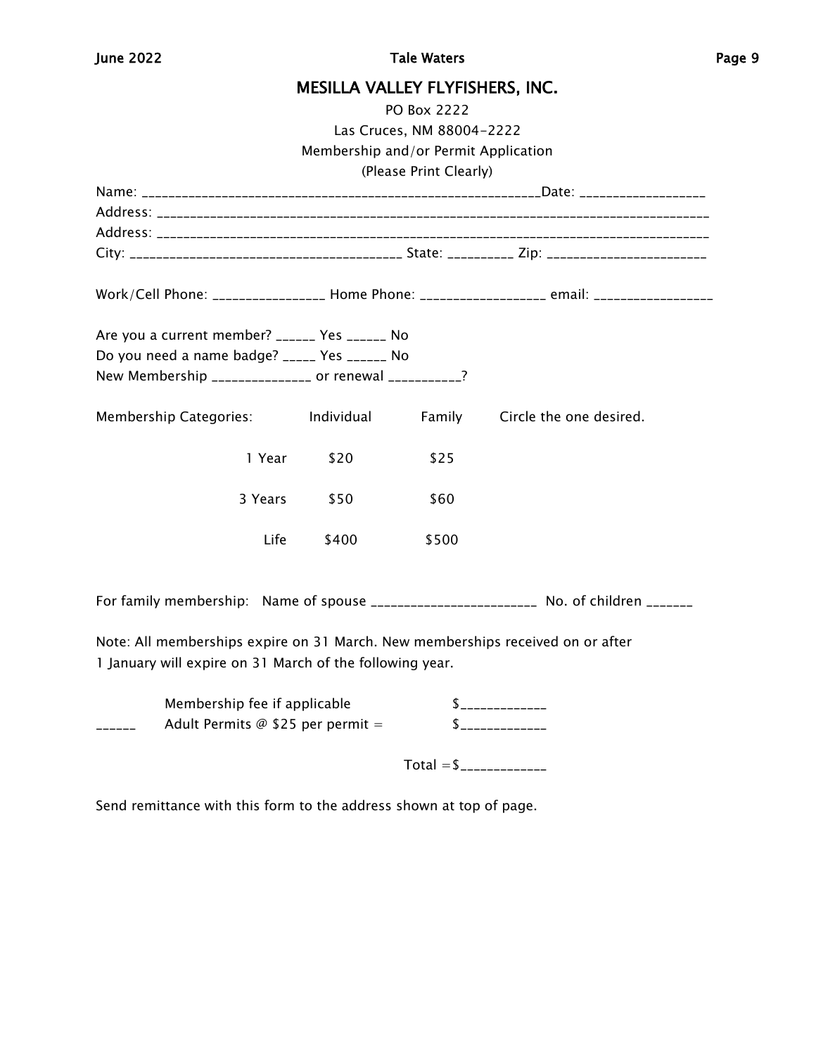# MESILLA VALLEY FLYFISHERS, INC.

PO Box 2222
Las Cruces, NM 88004-2222
Membership and/or Permit Application
(Please Print Clearly)

Name: ___________________________________________________________Date: __________________

Address: ____________________________________________________________________________________

Address: ____________________________________________________________________________________

City: ________________________________________ State: __________ Zip: ________________________

Work/Cell Phone: _________________ Home Phone: ___________________ email: __________________

Are you a current member? ______ Yes ______ No

Do you need a name badge? _____ Yes ______ No

New Membership _______________ or renewal ___________?

| Membership Categories: | Individual | Family | Circle the one desired. |
|---|---|---|---|
| 1 Year | $20 | $25 | |
| 3 Years | $50 | $60 | |
| Life | $400 | $500 | |

For family membership: Name of spouse _________________________ No. of children _______

Note: All memberships expire on 31 March. New memberships received on or after 1 January will expire on 31 March of the following year.

Membership fee if applicable $_____________

______ Adult Permits @ $25 per permit = $_____________

Total =$_____________

Send remittance with this form to the address shown at top of page.